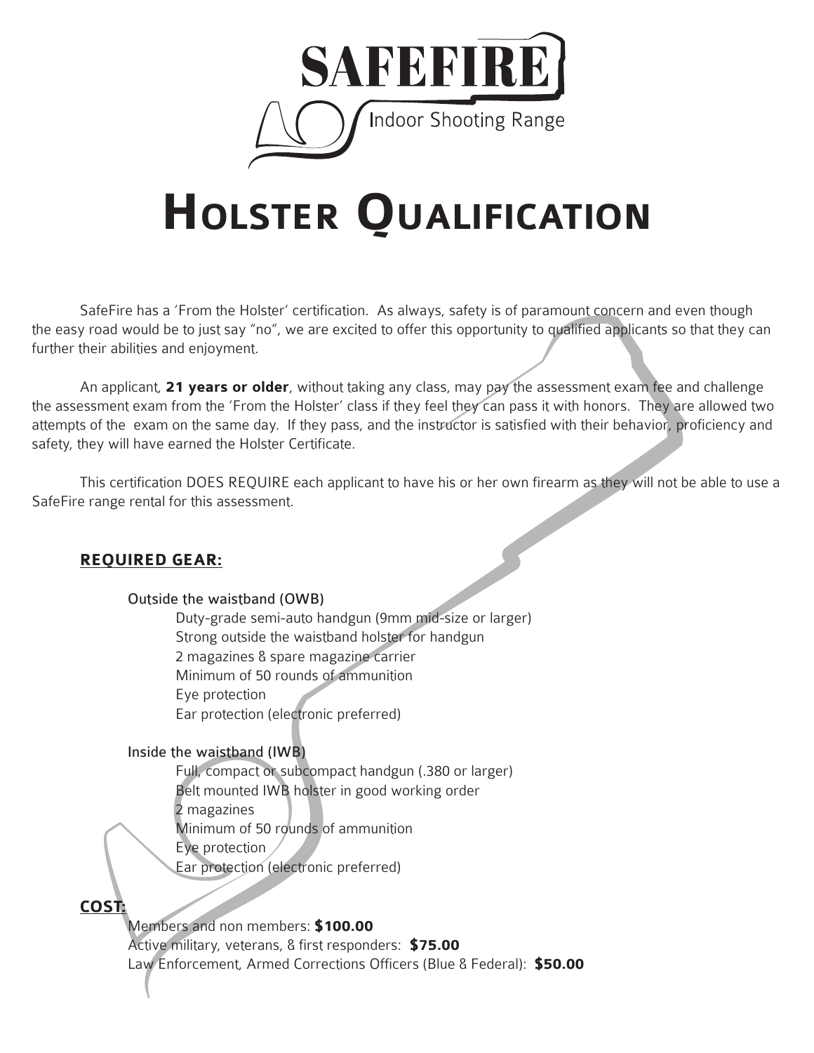# SAFEFIRE

Indoor Shooting Range

# Holster Qualification

SafeFire has a 'From the Holster' certification. As always, safety is of paramount concern and even though the easy road would be to just say "no", we are excited to offer this opportunity to qualified applicants so that they can further their abilities and enjoyment.

An applicant, **21 years or older**, without taking any class, may pay the assessment exam fee and challenge the assessment exam from the 'From the Holster' class if they feel they can pass it with honors. They are allowed two attempts of the exam on the same day. If they pass, and the instructor is satisfied with their behavior, proficiency and safety, they will have earned the Holster Certificate.

This certification DOES REQUIRE each applicant to have his or her own firearm as they will not be able to use a SafeFire range rental for this assessment.

## REQUIRED GEAR:

Outside the waistband (OWB)

- Duty-grade semi-auto handgun (9mm mid-size or larger)
- Strong outside the waistband holster for handgun
- 2 magazines & spare magazine carrier
- Minimum of 50 rounds of ammunition
- Eye protection
- Ear protection (electronic preferred)

Inside the waistband (IWB)

- Full, compact or subcompact handgun (.380 or larger)
- Belt mounted IWB holster in good working order
- 2 magazines
- Minimum of 50 rounds of ammunition
- Eye protection
- Ear protection (electronic preferred)

## COST:

Members and non members: **$100.00**
Active military, veterans, & first responders: **$75.00**
Law Enforcement, Armed Corrections Officers (Blue & Federal): **$50.00**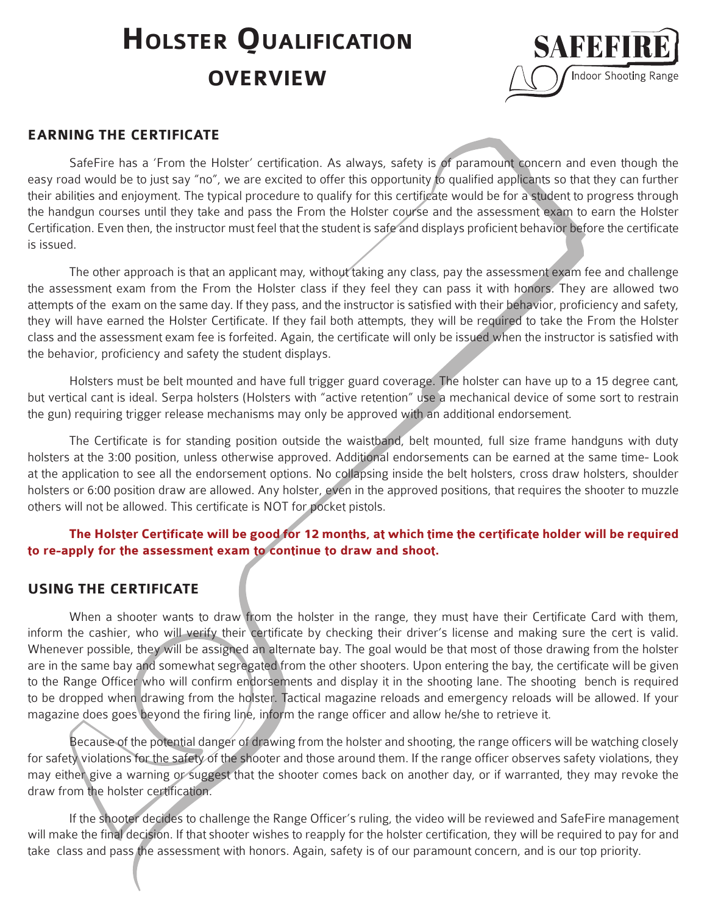# Holster Qualification overview

## EARNING THE CERTIFICATE

SafeFire has a 'From the Holster' certification. As always, safety is of paramount concern and even though the easy road would be to just say "no", we are excited to offer this opportunity to qualified applicants so that they can further their abilities and enjoyment. The typical procedure to qualify for this certificate would be for a student to progress through the handgun courses until they take and pass the From the Holster course and the assessment exam to earn the Holster Certification. Even then, the instructor must feel that the student is safe and displays proficient behavior before the certificate is issued.

The other approach is that an applicant may, without taking any class, pay the assessment exam fee and challenge the assessment exam from the From the Holster class if they feel they can pass it with honors. They are allowed two attempts of the exam on the same day. If they pass, and the instructor is satisfied with their behavior, proficiency and safety, they will have earned the Holster Certificate. If they fail both attempts, they will be required to take the From the Holster class and the assessment exam fee is forfeited. Again, the certificate will only be issued when the instructor is satisfied with the behavior, proficiency and safety the student displays.

Holsters must be belt mounted and have full trigger guard coverage. The holster can have up to a 15 degree cant, but vertical cant is ideal. Serpa holsters (Holsters with "active retention" use a mechanical device of some sort to restrain the gun) requiring trigger release mechanisms may only be approved with an additional endorsement.

The Certificate is for standing position outside the waistband, belt mounted, full size frame handguns with duty holsters at the 3:00 position, unless otherwise approved. Additional endorsements can be earned at the same time- Look at the application to see all the endorsement options. No collapsing inside the belt holsters, cross draw holsters, shoulder holsters or 6:00 position draw are allowed. Any holster, even in the approved positions, that requires the shooter to muzzle others will not be allowed. This certificate is NOT for pocket pistols.

**The Holster Certificate will be good for 12 months, at which time the certificate holder will be required to re-apply for the assessment exam to continue to draw and shoot.**

## USING THE CERTIFICATE

When a shooter wants to draw from the holster in the range, they must have their Certificate Card with them, inform the cashier, who will verify their certificate by checking their driver's license and making sure the cert is valid. Whenever possible, they will be assigned an alternate bay. The goal would be that most of those drawing from the holster are in the same bay and somewhat segregated from the other shooters. Upon entering the bay, the certificate will be given to the Range Officer who will confirm endorsements and display it in the shooting lane. The shooting bench is required to be dropped when drawing from the holster. Tactical magazine reloads and emergency reloads will be allowed. If your magazine does goes beyond the firing line, inform the range officer and allow he/she to retrieve it.

Because of the potential danger of drawing from the holster and shooting, the range officers will be watching closely for safety violations for the safety of the shooter and those around them. If the range officer observes safety violations, they may either give a warning or suggest that the shooter comes back on another day, or if warranted, they may revoke the draw from the holster certification.

If the shooter decides to challenge the Range Officer's ruling, the video will be reviewed and SafeFire management will make the final decision. If that shooter wishes to reapply for the holster certification, they will be required to pay for and take class and pass the assessment with honors. Again, safety is of our paramount concern, and is our top priority.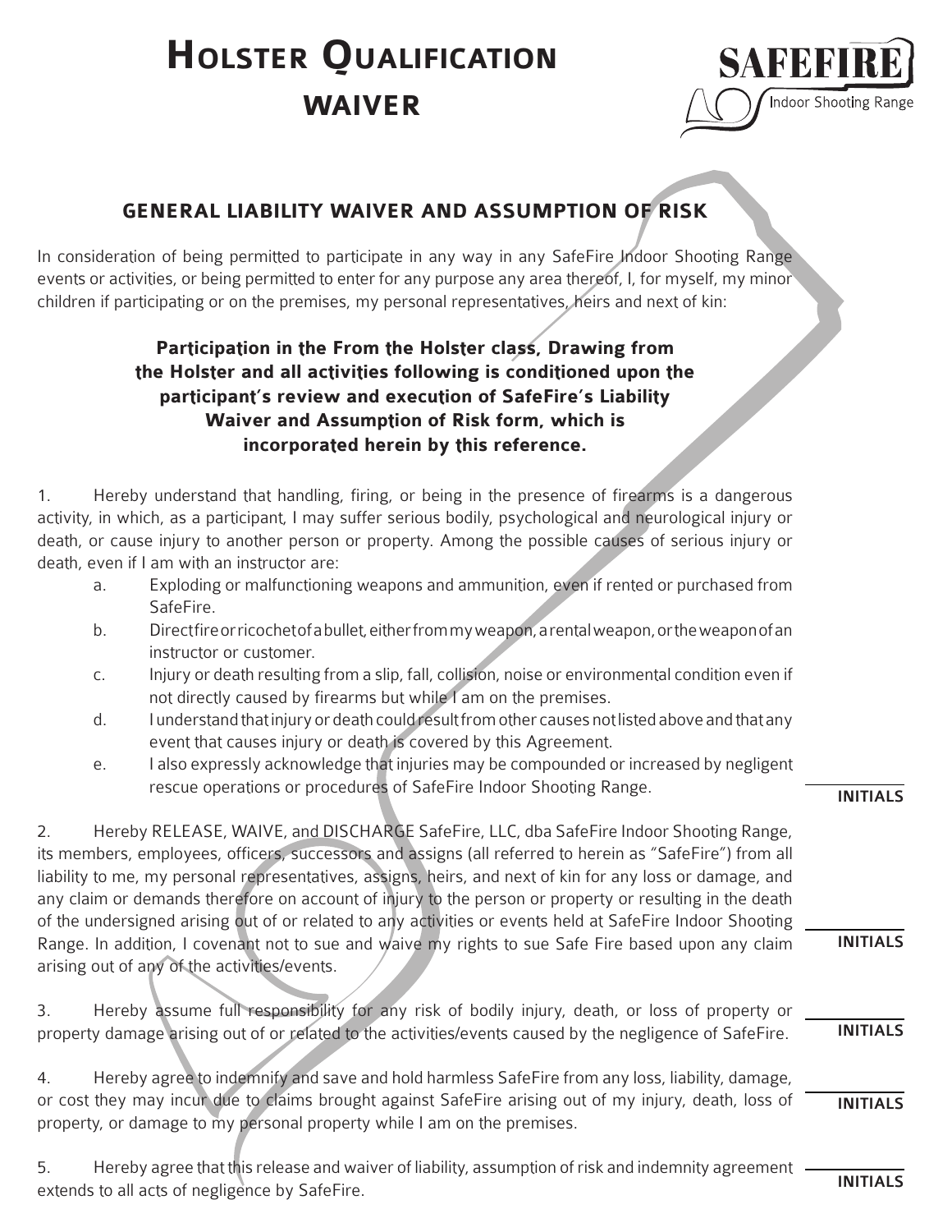# Holster Qualification Waiver

SAFEFIRE Indoor Shooting Range

## GENERAL LIABILITY WAIVER AND ASSUMPTION OF RISK

In consideration of being permitted to participate in any way in any SafeFire Indoor Shooting Range events or activities, or being permitted to enter for any purpose any area thereof, I, for myself, my minor children if participating or on the premises, my personal representatives, heirs and next of kin:

**Participation in the From the Holster class, Drawing from the Holster and all activities following is conditioned upon the participant's review and execution of SafeFire's Liability Waiver and Assumption of Risk form, which is incorporated herein by this reference.**

1. Hereby understand that handling, firing, or being in the presence of firearms is a dangerous activity, in which, as a participant, I may suffer serious bodily, psychological and neurological injury or death, or cause injury to another person or property. Among the possible causes of serious injury or death, even if I am with an instructor are:
   a. Exploding or malfunctioning weapons and ammunition, even if rented or purchased from SafeFire.
   b. Direct fire or ricochet of a bullet, either from my weapon, a rental weapon, or the weapon of an instructor or customer.
   c. Injury or death resulting from a slip, fall, collision, noise or environmental condition even if not directly caused by firearms but while I am on the premises.
   d. I understand that injury or death could result from other causes not listed above and that any event that causes injury or death is covered by this Agreement.
   e. I also expressly acknowledge that injuries may be compounded or increased by negligent rescue operations or procedures of SafeFire Indoor Shooting Range.

   ______ INITIALS

2. Hereby RELEASE, WAIVE, and DISCHARGE SafeFire, LLC, dba SafeFire Indoor Shooting Range, its members, employees, officers, successors and assigns (all referred to herein as "SafeFire") from all liability to me, my personal representatives, assigns, heirs, and next of kin for any loss or damage, and any claim or demands therefore on account of injury to the person or property or resulting in the death of the undersigned arising out of or related to any activities or events held at SafeFire Indoor Shooting Range. In addition, I covenant not to sue and waive my rights to sue Safe Fire based upon any claim arising out of any of the activities/events.

   ______ INITIALS

3. Hereby assume full responsibility for any risk of bodily injury, death, or loss of property or property damage arising out of or related to the activities/events caused by the negligence of SafeFire.

   ______ INITIALS

4. Hereby agree to indemnify and save and hold harmless SafeFire from any loss, liability, damage, or cost they may incur due to claims brought against SafeFire arising out of my injury, death, loss of property, or damage to my personal property while I am on the premises.

   ______ INITIALS

5. Hereby agree that this release and waiver of liability, assumption of risk and indemnity agreement extends to all acts of negligence by SafeFire.

   ______ INITIALS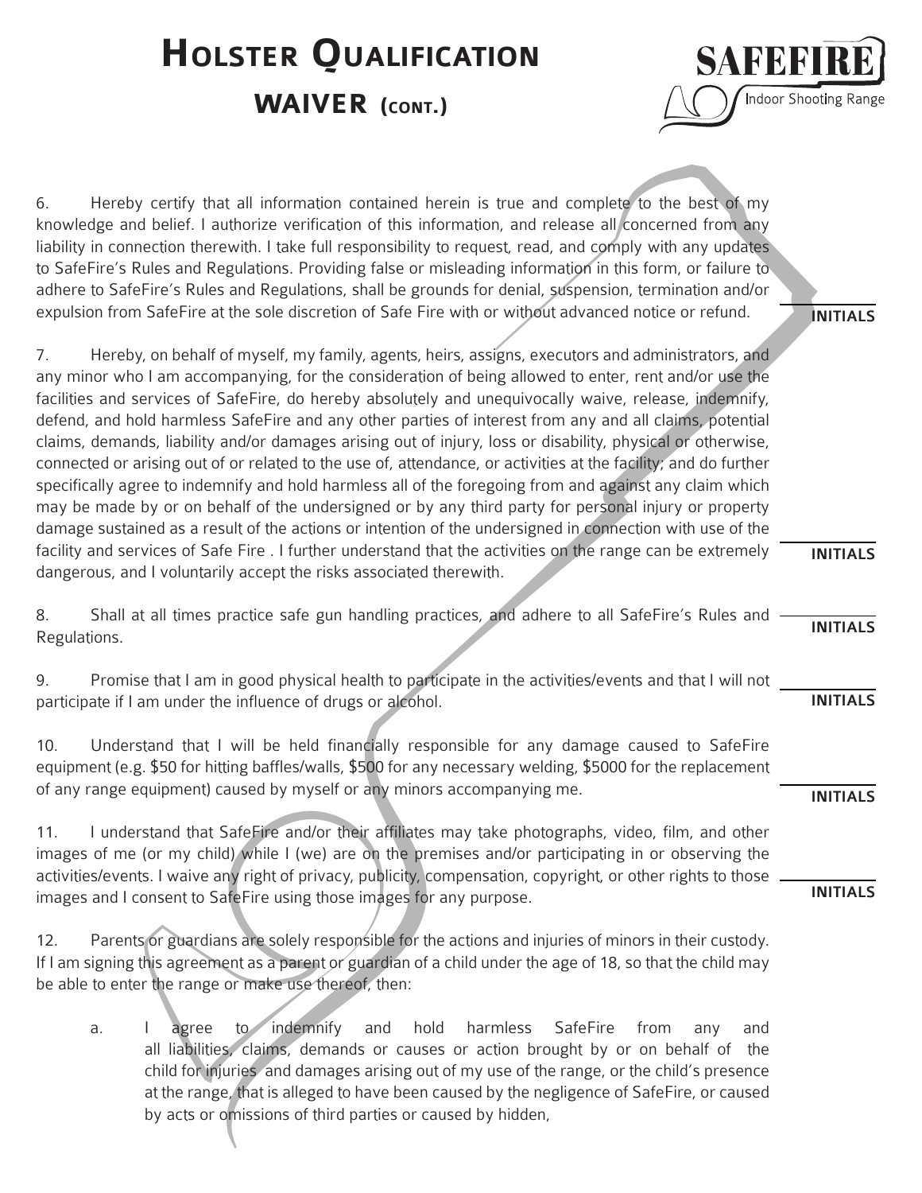# Holster Qualification

## WAIVER (CONT.)

6. Hereby certify that all information contained herein is true and complete to the best of my knowledge and belief. I authorize verification of this information, and release all concerned from any liability in connection therewith. I take full responsibility to request, read, and comply with any updates to SafeFire's Rules and Regulations. Providing false or misleading information in this form, or failure to adhere to SafeFire's Rules and Regulations, shall be grounds for denial, suspension, termination and/or expulsion from SafeFire at the sole discretion of Safe Fire with or without advanced notice or refund.

______ **INITIALS**

7. Hereby, on behalf of myself, my family, agents, heirs, assigns, executors and administrators, and any minor who I am accompanying, for the consideration of being allowed to enter, rent and/or use the facilities and services of SafeFire, do hereby absolutely and unequivocally waive, release, indemnify, defend, and hold harmless SafeFire and any other parties of interest from any and all claims, potential claims, demands, liability and/or damages arising out of injury, loss or disability, physical or otherwise, connected or arising out of or related to the use of, attendance, or activities at the facility; and do further specifically agree to indemnify and hold harmless all of the foregoing from and against any claim which may be made by or on behalf of the undersigned or by any third party for personal injury or property damage sustained as a result of the actions or intention of the undersigned in connection with use of the facility and services of Safe Fire . I further understand that the activities on the range can be extremely dangerous, and I voluntarily accept the risks associated therewith.

______ **INITIALS**

8. Shall at all times practice safe gun handling practices, and adhere to all SafeFire's Rules and Regulations.

______ **INITIALS**

9. Promise that I am in good physical health to participate in the activities/events and that I will not participate if I am under the influence of drugs or alcohol.

______ **INITIALS**

10. Understand that I will be held financially responsible for any damage caused to SafeFire equipment (e.g. $50 for hitting baffles/walls, $500 for any necessary welding, $5000 for the replacement of any range equipment) caused by myself or any minors accompanying me.

______ **INITIALS**

11. I understand that SafeFire and/or their affiliates may take photographs, video, film, and other images of me (or my child) while I (we) are on the premises and/or participating in or observing the activities/events. I waive any right of privacy, publicity, compensation, copyright, or other rights to those images and I consent to SafeFire using those images for any purpose.

______ **INITIALS**

12. Parents or guardians are solely responsible for the actions and injuries of minors in their custody. If I am signing this agreement as a parent or guardian of a child under the age of 18, so that the child may be able to enter the range or make use thereof, then:

   a. I agree to indemnify and hold harmless SafeFire from any and all liabilities, claims, demands or causes or action brought by or on behalf of the child for injuries and damages arising out of my use of the range, or the child's presence at the range, that is alleged to have been caused by the negligence of SafeFire, or caused by acts or omissions of third parties or caused by hidden,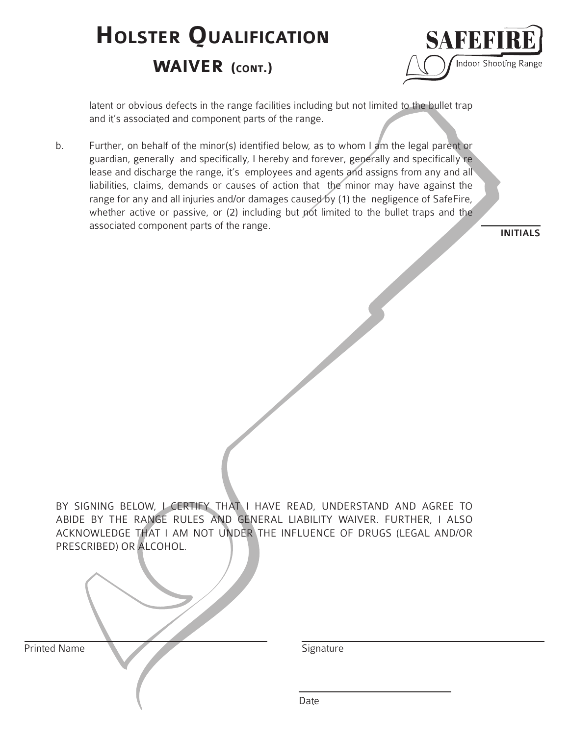# Holster Qualification

## WAIVER (cont.)

SAFEFIRE Indoor Shooting Range

latent or obvious defects in the range facilities including but not limited to the bullet trap and it's associated and component parts of the range.

b. Further, on behalf of the minor(s) identified below, as to whom I am the legal parent or guardian, generally and specifically, I hereby and forever, generally and specifically re lease and discharge the range, it's employees and agents and assigns from any and all liabilities, claims, demands or causes of action that the minor may have against the range for any and all injuries and/or damages caused by (1) the negligence of SafeFire, whether active or passive, or (2) including but not limited to the bullet traps and the associated component parts of the range.

______ **INITIALS**

BY SIGNING BELOW, I CERTIFY THAT I HAVE READ, UNDERSTAND AND AGREE TO ABIDE BY THE RANGE RULES AND GENERAL LIABILITY WAIVER. FURTHER, I ALSO ACKNOWLEDGE THAT I AM NOT UNDER THE INFLUENCE OF DRUGS (LEGAL AND/OR PRESCRIBED) OR ALCOHOL.

______________________________
Printed Name

______________________________
Signature

______________________________
Date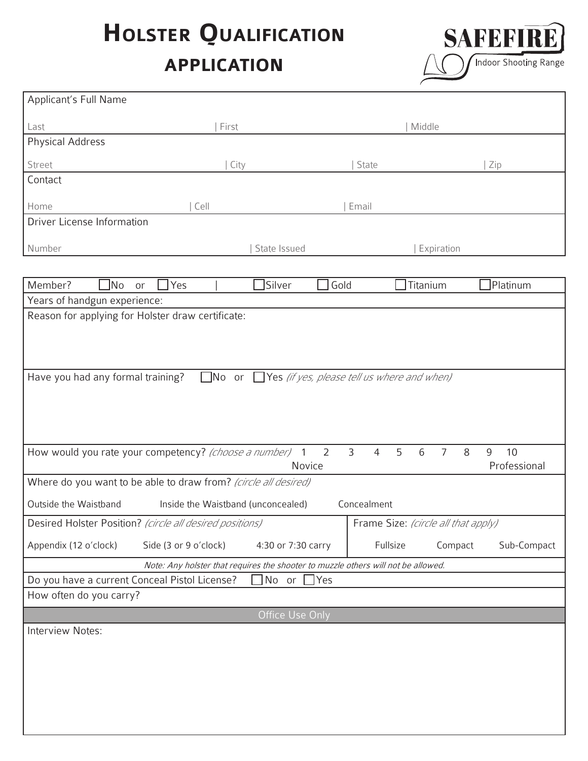# Holster Qualification application

**SAFEFIRE** Indoor Shooting Range

| Applicant's Full Name | | |
|---|---|---|
| Last | First | Middle |

| Physical Address | | | |
|---|---|---|---|
| Street | City | State | Zip |

| Contact | | |
|---|---|---|
| Home | Cell | Email |

| Driver License Information | | |
|---|---|---|
| Number | State Issued | Expiration |

Member? ☐ No or ☐ Yes | ☐ Silver ☐ Gold ☐ Titanium ☐ Platinum

Years of handgun experience:

Reason for applying for Holster draw certificate:

Have you had any formal training? ☐ No or ☐ Yes *(if yes, please tell us where and when)*

How would you rate your competency? *(choose a number)* 1 2 3 4 5 6 7 8 9 10

Novice — Professional

Where do you want to be able to draw from? *(circle all desired)*

Outside the Waistband Inside the Waistband (unconcealed) Concealment

| Desired Holster Position? *(circle all desired positions)* | Frame Size: *(circle all that apply)* |
|---|---|
| Appendix (12 o'clock) Side (3 or 9 o'clock) 4:30 or 7:30 carry | Fullsize Compact Sub-Compact |

*Note: Any holster that requires the shooter to muzzle others will not be allowed.*

Do you have a current Conceal Pistol License? ☐ No or ☐ Yes

How often do you carry?

**Office Use Only**

Interview Notes: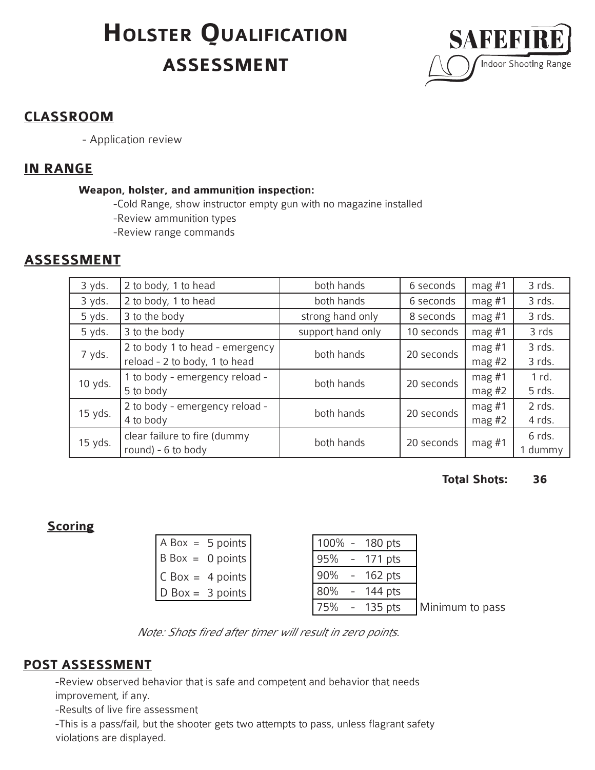# Holster Qualification assessment

SAFEFIRE Indoor Shooting Range

## CLASSROOM

- Application review

## IN RANGE

**Weapon, holster, and ammunition inspection:**

- -Cold Range, show instructor empty gun with no magazine installed
- -Review ammunition types
- -Review range commands

## ASSESSMENT

| | | | | | |
|---|---|---|---|---|---|
| 3 yds. | 2 to body, 1 to head | both hands | 6 seconds | mag #1 | 3 rds. |
| 3 yds. | 2 to body, 1 to head | both hands | 6 seconds | mag #1 | 3 rds. |
| 5 yds. | 3 to the body | strong hand only | 8 seconds | mag #1 | 3 rds. |
| 5 yds. | 3 to the body | support hand only | 10 seconds | mag #1 | 3 rds |
| 7 yds. | 2 to body 1 to head - emergency reload - 2 to body, 1 to head | both hands | 20 seconds | mag #1<br>mag #2 | 3 rds.<br>3 rds. |
| 10 yds. | 1 to body - emergency reload - 5 to body | both hands | 20 seconds | mag #1<br>mag #2 | 1 rd.<br>5 rds. |
| 15 yds. | 2 to body - emergency reload - 4 to body | both hands | 20 seconds | mag #1<br>mag #2 | 2 rds.<br>4 rds. |
| 15 yds. | clear failure to fire (dummy round) - 6 to body | both hands | 20 seconds | mag #1 | 6 rds.<br>1 dummy |

**Total Shots: 36**

### Scoring

| | |
|---|---|
| A Box = | 5 points |
| B Box = | 0 points |
| C Box = | 4 points |
| D Box = | 3 points |

| | | |
|---|---|---|
| 100% - | 180 pts | |
| 95% - | 171 pts | |
| 90% - | 162 pts | |
| 80% - | 144 pts | |
| 75% - | 135 pts | Minimum to pass |

*Note: Shots fired after timer will result in zero points.*

## POST ASSESSMENT

- -Review observed behavior that is safe and competent and behavior that needs improvement, if any.
- -Results of live fire assessment
- -This is a pass/fail, but the shooter gets two attempts to pass, unless flagrant safety violations are displayed.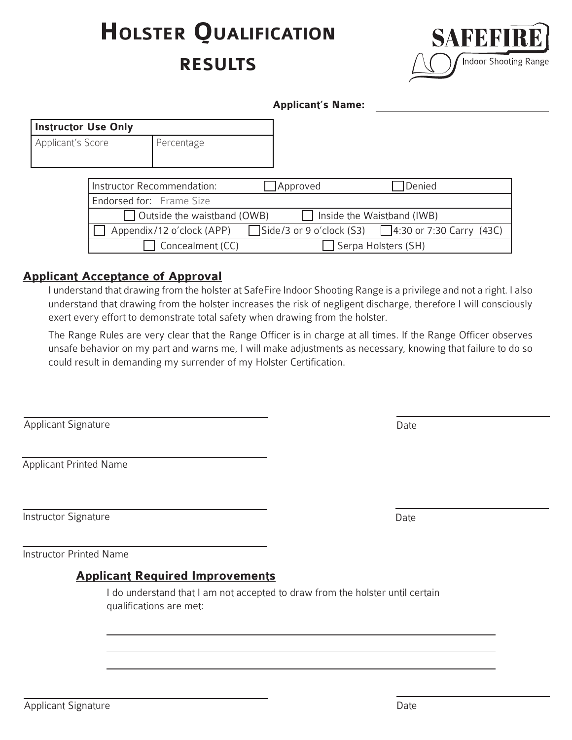# Holster Qualification results

SAFEFIRE Indoor Shooting Range

**Applicant's Name:** \_\_\_\_\_\_\_\_\_\_\_\_\_\_\_\_\_\_\_\_

| Instructor Use Only | |
|---|---|
| Applicant's Score | Percentage |
| | |

| | | |
|---|---|---|
| Instructor Recommendation: | ☐ Approved | ☐ Denied |
| Endorsed for: Frame Size | | |
| ☐ Outside the waistband (OWB) | ☐ Inside the Waistband (IWB) | |
| ☐ Appendix/12 o'clock (APP) | ☐ Side/3 or 9 o'clock (S3) | ☐ 4:30 or 7:30 Carry (43C) |
| ☐ Concealment (CC) | ☐ Serpa Holsters (SH) | |

## Applicant Acceptance of Approval

I understand that drawing from the holster at SafeFire Indoor Shooting Range is a privilege and not a right. I also understand that drawing from the holster increases the risk of negligent discharge, therefore I will consciously exert every effort to demonstrate total safety when drawing from the holster.

The Range Rules are very clear that the Range Officer is in charge at all times. If the Range Officer observes unsafe behavior on my part and warns me, I will make adjustments as necessary, knowing that failure to do so could result in demanding my surrender of my Holster Certification.

\_\_\_\_\_\_\_\_\_\_\_\_\_\_\_\_\_\_\_\_ \_\_\_\_\_\_\_\_\_\_\_\_\_\_\_\_\_\_\_\_

Applicant Signature Date

\_\_\_\_\_\_\_\_\_\_\_\_\_\_\_\_\_\_\_\_

Applicant Printed Name

\_\_\_\_\_\_\_\_\_\_\_\_\_\_\_\_\_\_\_\_ \_\_\_\_\_\_\_\_\_\_\_\_\_\_\_\_\_\_\_\_

Instructor Signature Date

\_\_\_\_\_\_\_\_\_\_\_\_\_\_\_\_\_\_\_\_

Instructor Printed Name

## Applicant Required Improvements

I do understand that I am not accepted to draw from the holster until certain qualifications are met:

\_\_\_\_\_\_\_\_\_\_\_\_\_\_\_\_\_\_\_\_\_\_\_\_\_\_\_\_\_\_\_\_\_\_\_\_\_\_\_\_

\_\_\_\_\_\_\_\_\_\_\_\_\_\_\_\_\_\_\_\_\_\_\_\_\_\_\_\_\_\_\_\_\_\_\_\_\_\_\_\_

\_\_\_\_\_\_\_\_\_\_\_\_\_\_\_\_\_\_\_\_\_\_\_\_\_\_\_\_\_\_\_\_\_\_\_\_\_\_\_\_

\_\_\_\_\_\_\_\_\_\_\_\_\_\_\_\_\_\_\_\_ \_\_\_\_\_\_\_\_\_\_\_\_\_\_\_\_\_\_\_\_

Applicant Signature Date